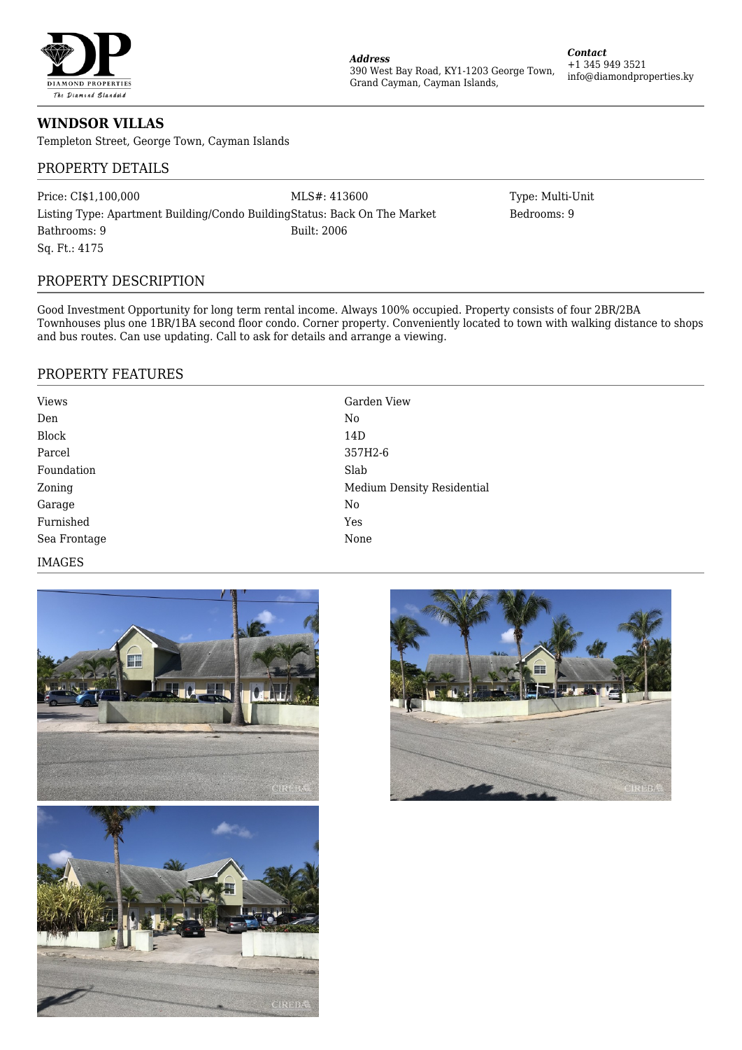**DIAMOND PROPERTIES**
*The Diamond Standard*

***Address***
390 West Bay Road, KY1-1203 George Town, Grand Cayman, Cayman Islands,

***Contact***
+1 345 949 3521
info@diamondproperties.ky

# WINDSOR VILLAS

Templeton Street, George Town, Cayman Islands

## PROPERTY DETAILS

Price: CI$1,100,000
MLS#: 413600
Type: Multi-Unit
Listing Type: Apartment Building/Condo Building
Status: Back On The Market
Bedrooms: 9
Bathrooms: 9
Built: 2006
Sq. Ft.: 4175

## PROPERTY DESCRIPTION

Good Investment Opportunity for long term rental income. Always 100% occupied. Property consists of four 2BR/2BA Townhouses plus one 1BR/1BA second floor condo. Corner property. Conveniently located to town with walking distance to shops and bus routes. Can use updating. Call to ask for details and arrange a viewing.

## PROPERTY FEATURES

| | |
|---|---|
| Views | Garden View |
| Den | No |
| Block | 14D |
| Parcel | 357H2-6 |
| Foundation | Slab |
| Zoning | Medium Density Residential |
| Garage | No |
| Furnished | Yes |
| Sea Frontage | None |

## IMAGES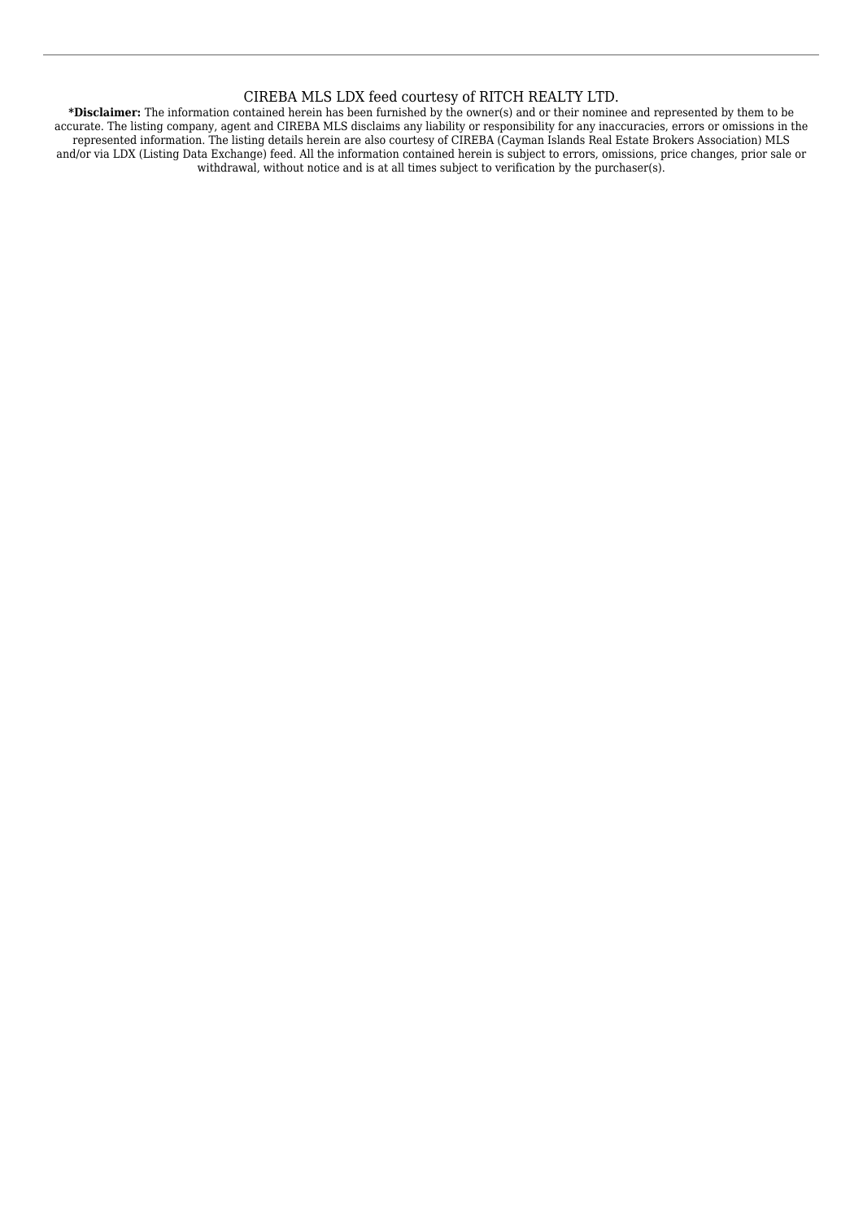CIREBA MLS LDX feed courtesy of RITCH REALTY LTD.

**\*Disclaimer:** The information contained herein has been furnished by the owner(s) and or their nominee and represented by them to be accurate. The listing company, agent and CIREBA MLS disclaims any liability or responsibility for any inaccuracies, errors or omissions in the represented information. The listing details herein are also courtesy of CIREBA (Cayman Islands Real Estate Brokers Association) MLS and/or via LDX (Listing Data Exchange) feed. All the information contained herein is subject to errors, omissions, price changes, prior sale or withdrawal, without notice and is at all times subject to verification by the purchaser(s).